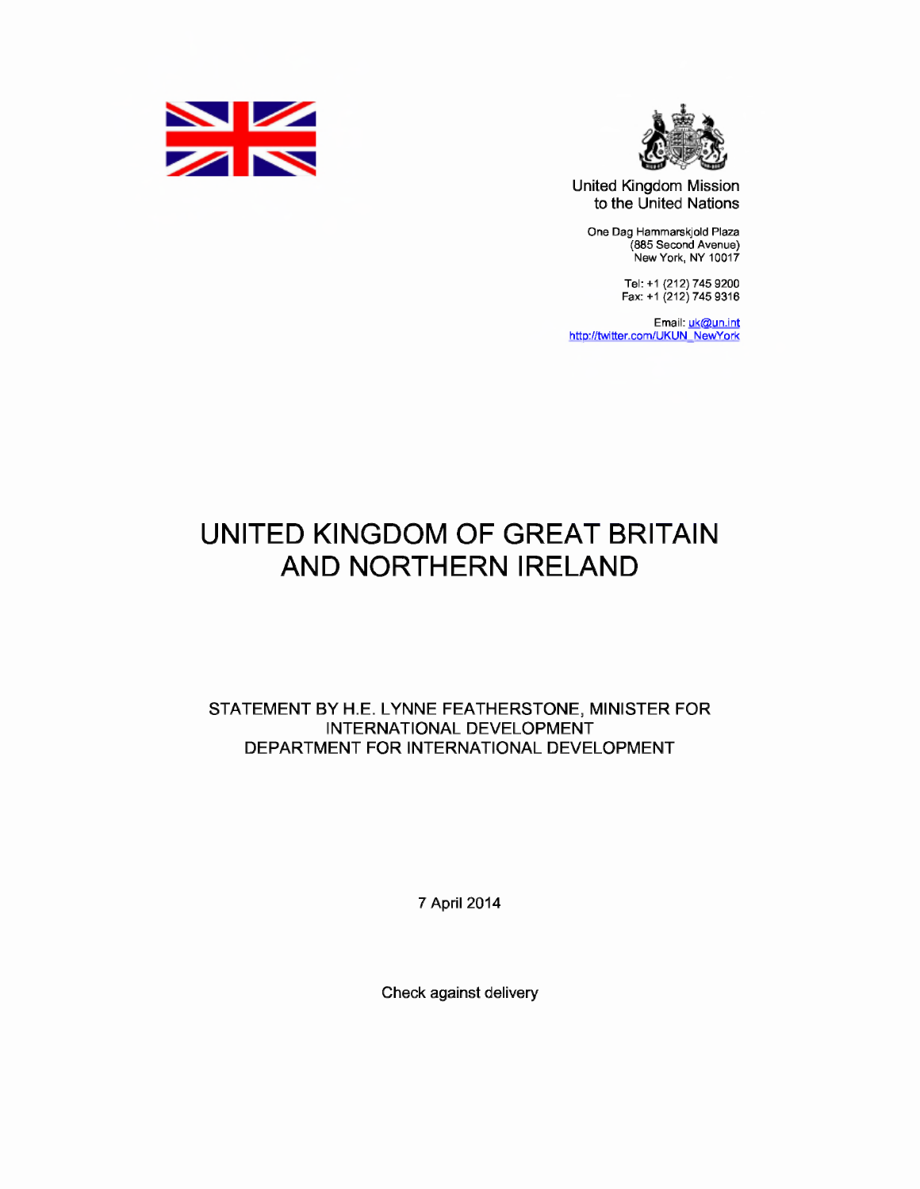United Kingdom Mission
to the United Nations

One Dag Hammarskjold Plaza
(885 Second Avenue)
New York, NY 10017

Tel: +1 (212) 745 9200
Fax: +1 (212) 745 9316

Email: uk@un.int
http://twitter.com/UKUN_NewYork

# UNITED KINGDOM OF GREAT BRITAIN AND NORTHERN IRELAND

## STATEMENT BY H.E. LYNNE FEATHERSTONE, MINISTER FOR INTERNATIONAL DEVELOPMENT
## DEPARTMENT FOR INTERNATIONAL DEVELOPMENT

7 April 2014

Check against delivery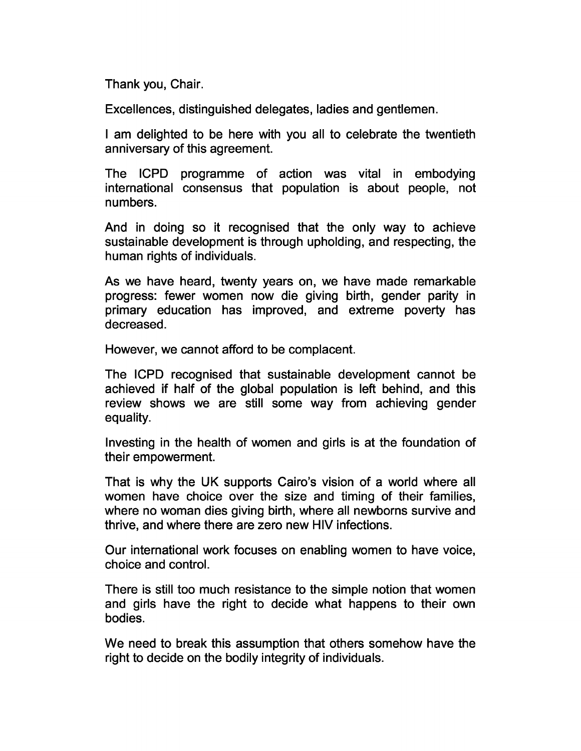Thank you, Chair.

Excellences, distinguished delegates, ladies and gentlemen.

I am delighted to be here with you all to celebrate the twentieth anniversary of this agreement.

The ICPD programme of action was vital in embodying international consensus that population is about people, not numbers.

And in doing so it recognised that the only way to achieve sustainable development is through upholding, and respecting, the human rights of individuals.

As we have heard, twenty years on, we have made remarkable progress: fewer women now die giving birth, gender parity in primary education has improved, and extreme poverty has decreased.

However, we cannot afford to be complacent.

The ICPD recognised that sustainable development cannot be achieved if half of the global population is left behind, and this review shows we are still some way from achieving gender equality.

Investing in the health of women and girls is at the foundation of their empowerment.

That is why the UK supports Cairo's vision of a world where all women have choice over the size and timing of their families, where no woman dies giving birth, where all newborns survive and thrive, and where there are zero new HIV infections.

Our international work focuses on enabling women to have voice, choice and control.

There is still too much resistance to the simple notion that women and girls have the right to decide what happens to their own bodies.

We need to break this assumption that others somehow have the right to decide on the bodily integrity of individuals.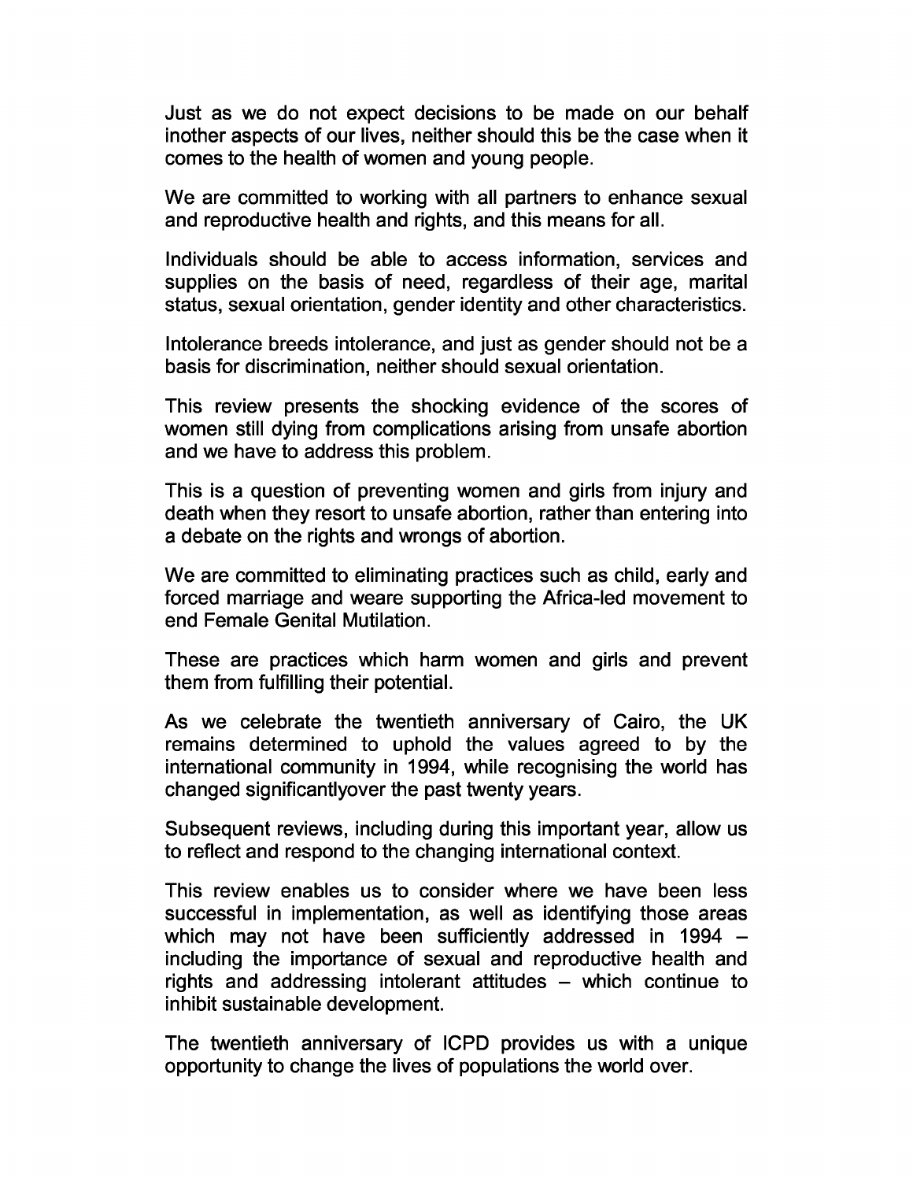Just as we do not expect decisions to be made on our behalf inother aspects of our lives, neither should this be the case when it comes to the health of women and young people.

We are committed to working with all partners to enhance sexual and reproductive health and rights, and this means for all.

Individuals should be able to access information, services and supplies on the basis of need, regardless of their age, marital status, sexual orientation, gender identity and other characteristics.

Intolerance breeds intolerance, and just as gender should not be a basis for discrimination, neither should sexual orientation.

This review presents the shocking evidence of the scores of women still dying from complications arising from unsafe abortion and we have to address this problem.

This is a question of preventing women and girls from injury and death when they resort to unsafe abortion, rather than entering into a debate on the rights and wrongs of abortion.

We are committed to eliminating practices such as child, early and forced marriage and weare supporting the Africa-led movement to end Female Genital Mutilation.

These are practices which harm women and girls and prevent them from fulfilling their potential.

As we celebrate the twentieth anniversary of Cairo, the UK remains determined to uphold the values agreed to by the international community in 1994, while recognising the world has changed significantlyover the past twenty years.

Subsequent reviews, including during this important year, allow us to reflect and respond to the changing international context.

This review enables us to consider where we have been less successful in implementation, as well as identifying those areas which may not have been sufficiently addressed in 1994 – including the importance of sexual and reproductive health and rights and addressing intolerant attitudes – which continue to inhibit sustainable development.

The twentieth anniversary of ICPD provides us with a unique opportunity to change the lives of populations the world over.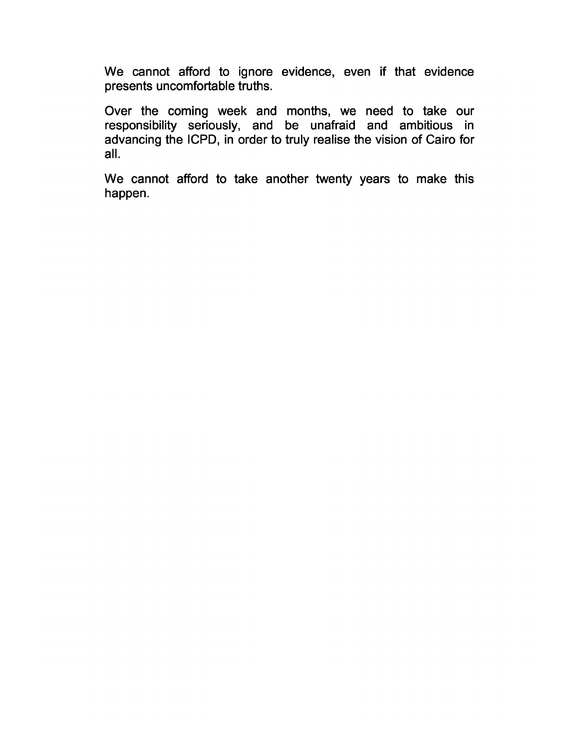We cannot afford to ignore evidence, even if that evidence presents uncomfortable truths.

Over the coming week and months, we need to take our responsibility seriously, and be unafraid and ambitious in advancing the ICPD, in order to truly realise the vision of Cairo for all.

We cannot afford to take another twenty years to make this happen.